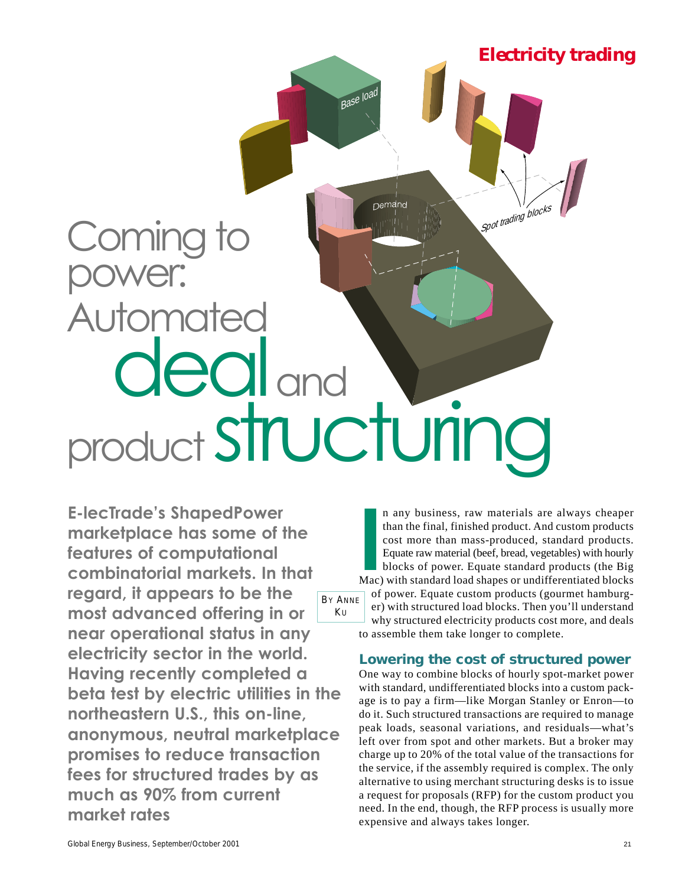Electricity trading

# Coming to power: Automated deal and product structuring

**E-lecTrade's ShapedPower marketplace has some of the features of computational combinatorial markets. In that regard, it appears to be the most advanced offering in or near operational status in any electricity sector in the world. Having recently completed a beta test by electric utilities in the northeastern U.S., this on-line, anonymous, neutral marketplace promises to reduce transaction fees for structured trades by as much as 90% from current market rates**

BY ANNE KU

In any business, raw materials are always cheaper than the final, finished product. And custom products cost more than mass-produced, standard products. Equate raw material (beef, bread, vegetables) with hourly blocks of power. Equate standard products (the Big Mac) with standard load shapes or undifferentiated blocks of power. Equate custom products (gourmet hamburger) with structured load blocks. Then you'll understand why structured electricity products cost more, and deals to assemble them take longer to complete.

## Lowering the cost of structured power

One way to combine blocks of hourly spot-market power with standard, undifferentiated blocks into a custom package is to pay a firm—like Morgan Stanley or Enron—to do it. Such structured transactions are required to manage peak loads, seasonal variations, and residuals—what's left over from spot and other markets. But a broker may charge up to 20% of the total value of the transactions for the service, if the assembly required is complex. The only alternative to using merchant structuring desks is to issue a request for proposals (RFP) for the custom product you need. In the end, though, the RFP process is usually more expensive and always takes longer.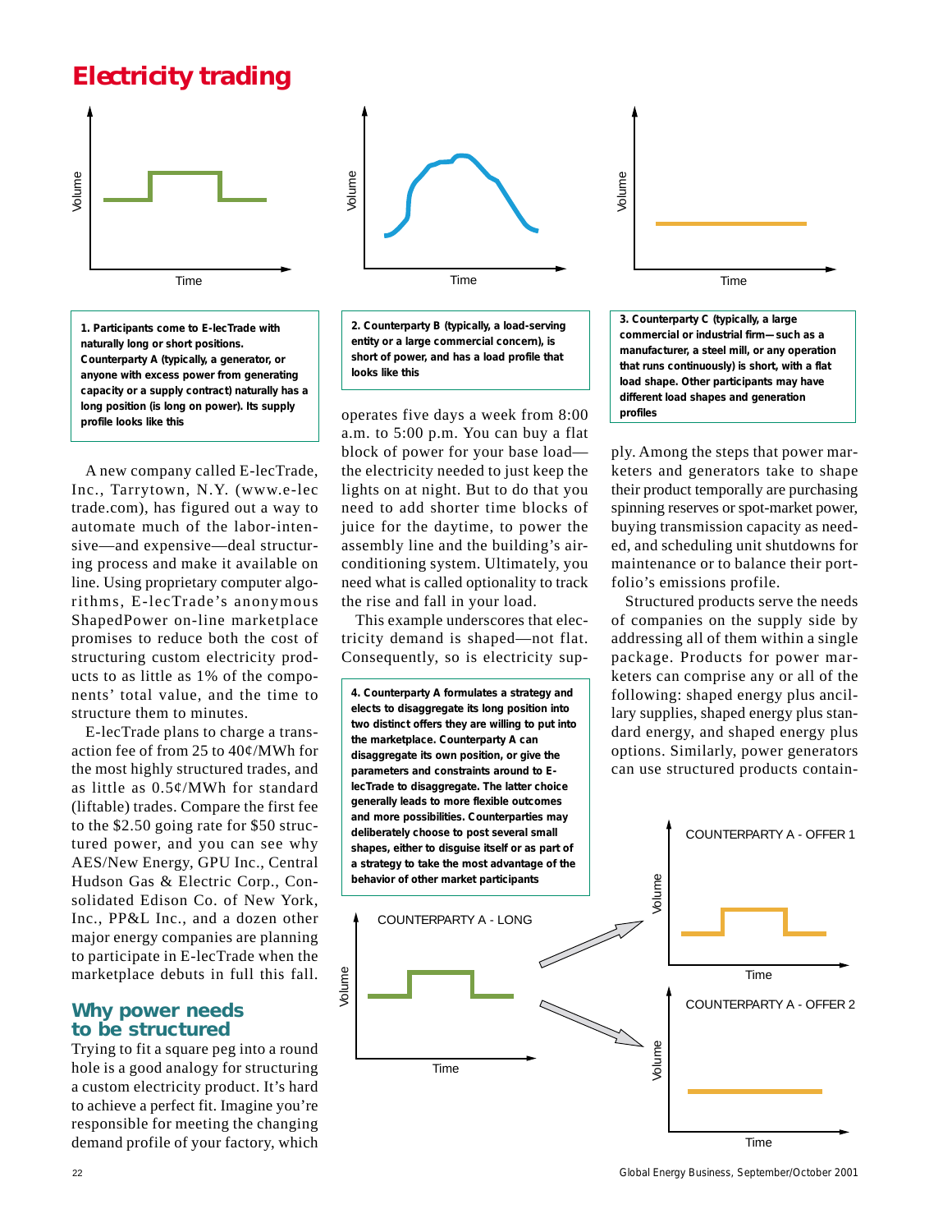# Electricity trading

**1. Participants come to E-lecTrade with naturally long or short positions. Counterparty A (typically, a generator, or anyone with excess power from generating capacity or a supply contract) naturally has a long position (is long on power). Its supply profile looks like this**

**2. Counterparty B (typically, a load-serving entity or a large commercial concern), is short of power, and has a load profile that looks like this**

**3. Counterparty C (typically, a large commercial or industrial firm—such as a manufacturer, a steel mill, or any operation that runs continuously) is short, with a flat load shape. Other participants may have different load shapes and generation profiles**

A new company called E-lecTrade, Inc., Tarrytown, N.Y. (www.e-lectrade.com), has figured out a way to automate much of the labor-intensive—and expensive—deal structuring process and make it available on line. Using proprietary computer algorithms, E-lecTrade's anonymous ShapedPower on-line marketplace promises to reduce both the cost of structuring custom electricity products to as little as 1% of the components' total value, and the time to structure them to minutes.

E-lecTrade plans to charge a transaction fee of from 25 to 40¢/MWh for the most highly structured trades, and as little as 0.5¢/MWh for standard (liftable) trades. Compare the first fee to the $2.50 going rate for $50 structured power, and you can see why AES/New Energy, GPU Inc., Central Hudson Gas & Electric Corp., Consolidated Edison Co. of New York, Inc., PP&L Inc., and a dozen other major energy companies are planning to participate in E-lecTrade when the marketplace debuts in full this fall.

## Why power needs to be structured

Trying to fit a square peg into a round hole is a good analogy for structuring a custom electricity product. It's hard to achieve a perfect fit. Imagine you're responsible for meeting the changing demand profile of your factory, which operates five days a week from 8:00 a.m. to 5:00 p.m. You can buy a flat block of power for your base load—the electricity needed to just keep the lights on at night. But to do that you need to add shorter time blocks of juice for the daytime, to power the assembly line and the building's air-conditioning system. Ultimately, you need what is called optionality to track the rise and fall in your load.

This example underscores that electricity demand is shaped—not flat. Consequently, so is electricity supply. Among the steps that power marketers and generators take to shape their product temporally are purchasing spinning reserves or spot-market power, buying transmission capacity as needed, and scheduling unit shutdowns for maintenance or to balance their portfolio's emissions profile.

Structured products serve the needs of companies on the supply side by addressing all of them within a single package. Products for power marketers can comprise any or all of the following: shaped energy plus ancillary supplies, shaped energy plus standard energy, and shaped energy plus options. Similarly, power generators can use structured products contain-

**4. Counterparty A formulates a strategy and elects to disaggregate its long position into two distinct offers they are willing to put into the marketplace. Counterparty A can disaggregate its own position, or give the parameters and constraints around to E-lecTrade to disaggregate. The latter choice generally leads to more flexible outcomes and more possibilities. Counterparties may deliberately choose to post several small shapes, either to disguise itself or as part of a strategy to take the most advantage of the behavior of other market participants**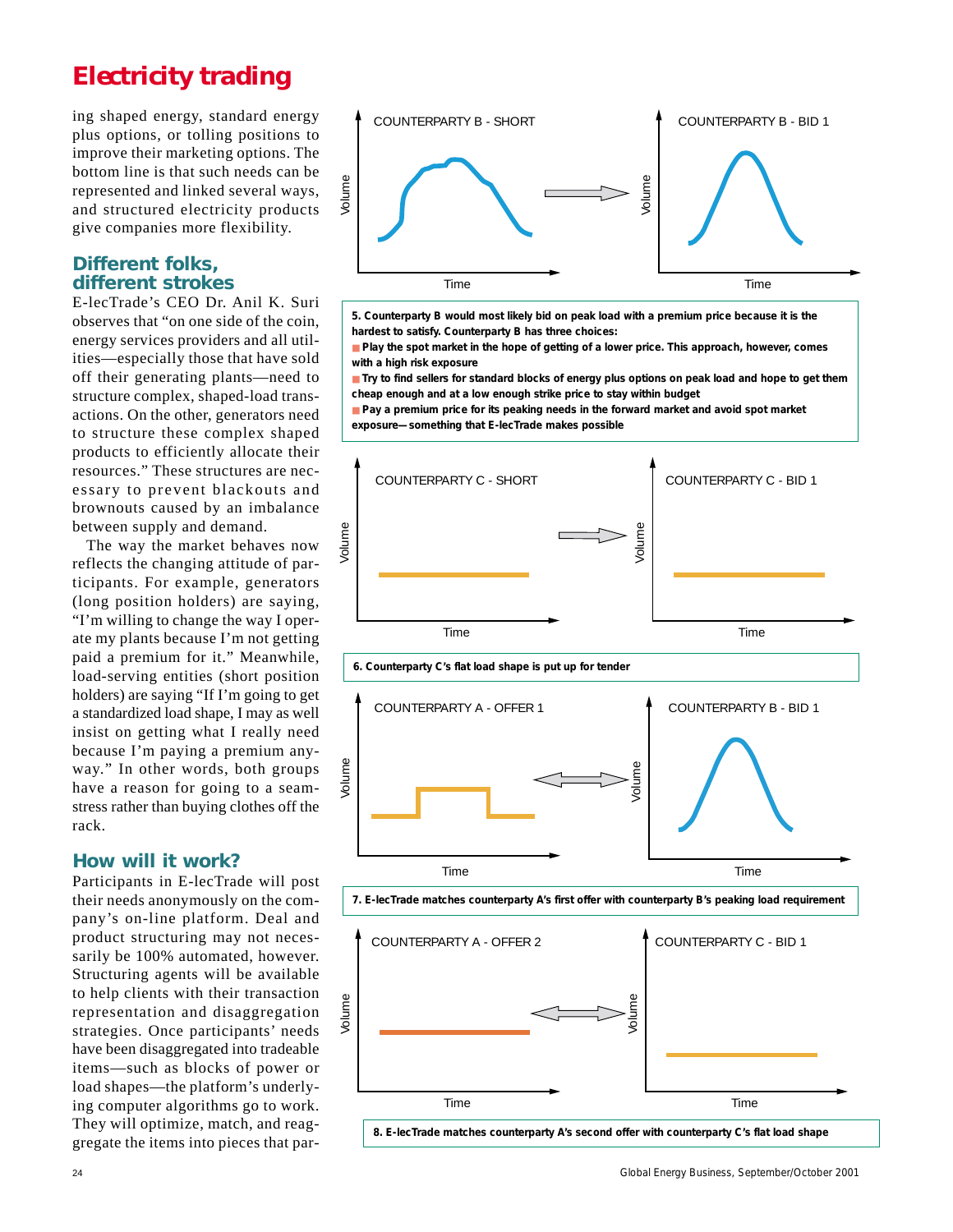# Electricity trading

ing shaped energy, standard energy plus options, or tolling positions to improve their marketing options. The bottom line is that such needs can be represented and linked several ways, and structured electricity products give companies more flexibility.

## Different folks, different strokes

E-lecTrade's CEO Dr. Anil K. Suri observes that "on one side of the coin, energy services providers and all utilities—especially those that have sold off their generating plants—need to structure complex, shaped-load transactions. On the other, generators need to structure these complex shaped products to efficiently allocate their resources." These structures are necessary to prevent blackouts and brownouts caused by an imbalance between supply and demand.

The way the market behaves now reflects the changing attitude of participants. For example, generators (long position holders) are saying, "I'm willing to change the way I operate my plants because I'm not getting paid a premium for it." Meanwhile, load-serving entities (short position holders) are saying "If I'm going to get a standardized load shape, I may as well insist on getting what I really need because I'm paying a premium anyway." In other words, both groups have a reason for going to a seamstress rather than buying clothes off the rack.

## How will it work?

Participants in E-lecTrade will post their needs anonymously on the company's on-line platform. Deal and product structuring may not necessarily be 100% automated, however. Structuring agents will be available to help clients with their transaction representation and disaggregation strategies. Once participants' needs have been disaggregated into tradeable items—such as blocks of power or load shapes—the platform's underlying computer algorithms go to work. They will optimize, match, and reaggregate the items into pieces that par-

COUNTERPARTY B - SHORT → COUNTERPARTY B - BID 1

**5. Counterparty B would most likely bid on peak load with a premium price because it is the hardest to satisfy. Counterparty B has three choices:**

- **Play the spot market in the hope of getting of a lower price. This approach, however, comes with a high risk exposure**
- **Try to find sellers for standard blocks of energy plus options on peak load and hope to get them cheap enough and at a low enough strike price to stay within budget**
- **Pay a premium price for its peaking needs in the forward market and avoid spot market exposure—something that E-lecTrade makes possible**

COUNTERPARTY C - SHORT → COUNTERPARTY C - BID 1

**6. Counterparty C's flat load shape is put up for tender**

COUNTERPARTY A - OFFER 1 ↔ COUNTERPARTY B - BID 1

**7. E-lecTrade matches counterparty A's first offer with counterparty B's peaking load requirement**

COUNTERPARTY A - OFFER 2 ↔ COUNTERPARTY C - BID 1

**8. E-lecTrade matches counterparty A's second offer with counterparty C's flat load shape**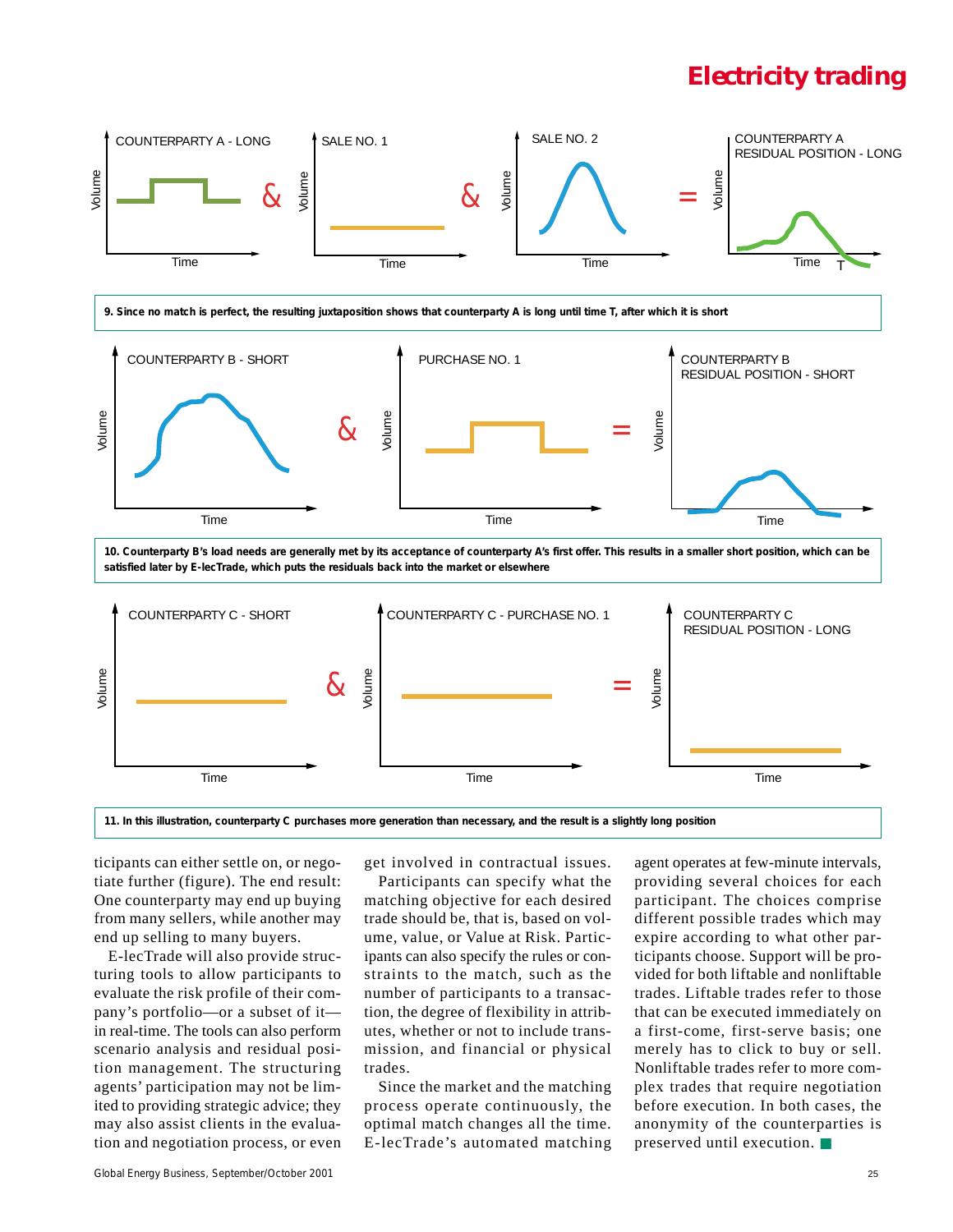COUNTERPARTY A - LONG

Volume

Time

&

SALE NO. 1

Volume

Time

&

SALE NO. 2

Volume

Time

=

COUNTERPARTY A RESIDUAL POSITION - LONG

Volume

Time

T

**9. Since no match is perfect, the resulting juxtaposition shows that counterparty A is long until time T, after which it is short**

COUNTERPARTY B - SHORT

Volume

Time

&

PURCHASE NO. 1

Volume

Time

=

COUNTERPARTY B RESIDUAL POSITION - SHORT

Volume

Time

**10. Counterparty B's load needs are generally met by its acceptance of counterparty A's first offer. This results in a smaller short position, which can be satisfied later by E-lecTrade, which puts the residuals back into the market or elsewhere**

COUNTERPARTY C - SHORT

Volume

Time

&

COUNTERPARTY C - PURCHASE NO. 1

Volume

Time

=

COUNTERPARTY C RESIDUAL POSITION - LONG

Volume

Time

**11. In this illustration, counterparty C purchases more generation than necessary, and the result is a slightly long position**

ticipants can either settle on, or negotiate further (figure). The end result: One counterparty may end up buying from many sellers, while another may end up selling to many buyers.

E-lecTrade will also provide structuring tools to allow participants to evaluate the risk profile of their company's portfolio—or a subset of it—in real-time. The tools can also perform scenario analysis and residual position management. The structuring agents' participation may not be limited to providing strategic advice; they may also assist clients in the evaluation and negotiation process, or even get involved in contractual issues.

Participants can specify what the matching objective for each desired trade should be, that is, based on volume, value, or Value at Risk. Participants can also specify the rules or constraints to the match, such as the number of participants to a transaction, the degree of flexibility in attributes, whether or not to include transmission, and financial or physical trades.

Since the market and the matching process operate continuously, the optimal match changes all the time. E-lecTrade's automated matching agent operates at few-minute intervals, providing several choices for each participant. The choices comprise different possible trades which may expire according to what other participants choose. Support will be provided for both liftable and nonliftable trades. Liftable trades refer to those that can be executed immediately on a first-come, first-serve basis; one merely has to click to buy or sell. Nonliftable trades refer to more complex trades that require negotiation before execution. In both cases, the anonymity of the counterparties is preserved until execution. ■